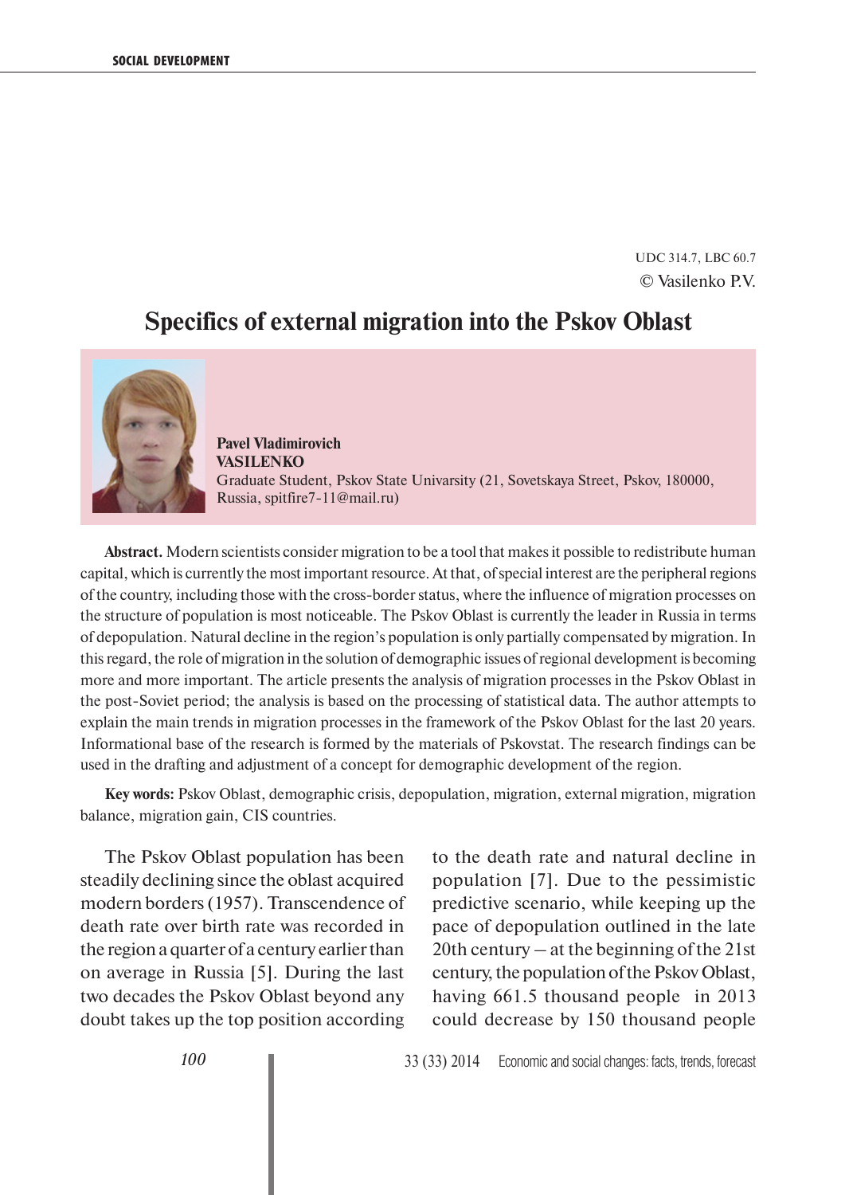UDC 314.7, LBC 60.7

© Vasilenko P.V.

# Specifics of external migration into the Pskov Oblast

**Pavel Vladimirovich VASILENKO**

Graduate Student, Pskov State Univarsity (21, Sovetskaya Street, Pskov, 180000, Russia, spitfire7-11@mail.ru)

**Abstract.** Modern scientists consider migration to be a tool that makes it possible to redistribute human capital, which is currently the most important resource. At that, of special interest are the peripheral regions of the country, including those with the cross-border status, where the influence of migration processes on the structure of population is most noticeable. The Pskov Oblast is currently the leader in Russia in terms of depopulation. Natural decline in the region's population is only partially compensated by migration. In this regard, the role of migration in the solution of demographic issues of regional development is becoming more and more important. The article presents the analysis of migration processes in the Pskov Oblast in the post-Soviet period; the analysis is based on the processing of statistical data. The author attempts to explain the main trends in migration processes in the framework of the Pskov Oblast for the last 20 years. Informational base of the research is formed by the materials of Pskovstat. The research findings can be used in the drafting and adjustment of a concept for demographic development of the region.

**Key words:** Pskov Oblast, demographic crisis, depopulation, migration, external migration, migration balance, migration gain, CIS countries.

The Pskov Oblast population has been steadily declining since the oblast acquired modern borders (1957). Transcendence of death rate over birth rate was recorded in the region a quarter of a century earlier than on average in Russia [5]. During the last two decades the Pskov Oblast beyond any doubt takes up the top position according to the death rate and natural decline in population [7]. Due to the pessimistic predictive scenario, while keeping up the pace of depopulation outlined in the late 20th century – at the beginning of the 21st century, the population of the Pskov Oblast, having 661.5 thousand people in 2013 could decrease by 150 thousand people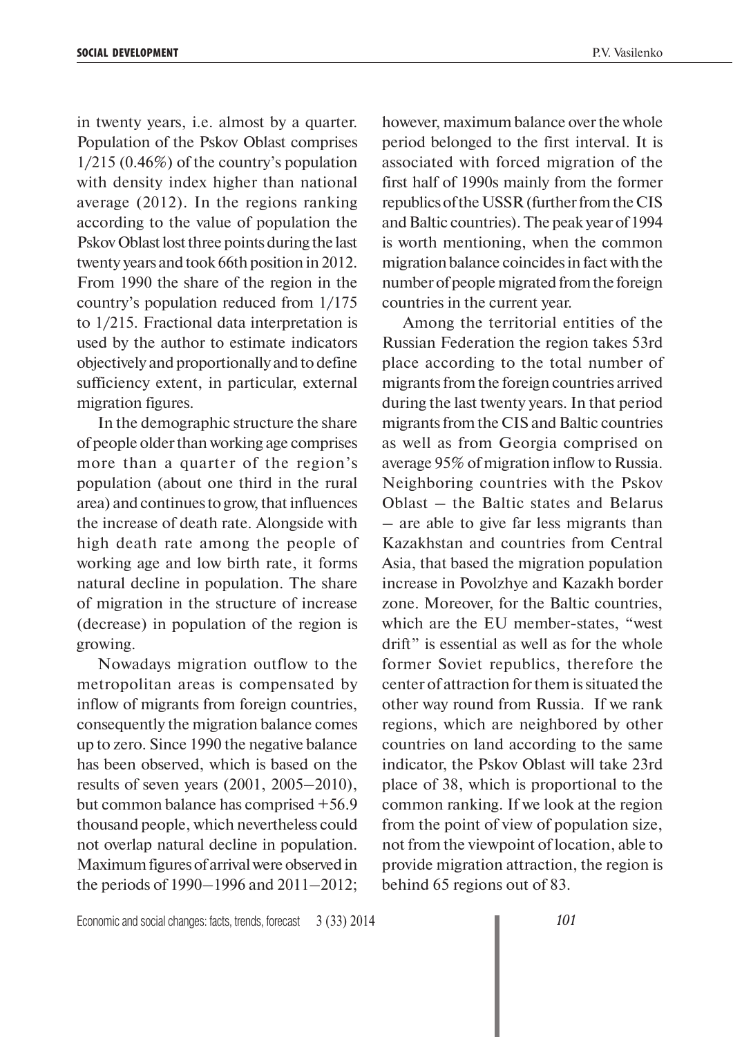in twenty years, i.e. almost by a quarter. Population of the Pskov Oblast comprises 1/215 (0.46%) of the country's population with density index higher than national average (2012). In the regions ranking according to the value of population the Pskov Oblast lost three points during the last twenty years and took 66th position in 2012. From 1990 the share of the region in the country's population reduced from 1/175 to 1/215. Fractional data interpretation is used by the author to estimate indicators objectively and proportionally and to define sufficiency extent, in particular, external migration figures.

In the demographic structure the share of people older than working age comprises more than a quarter of the region's population (about one third in the rural area) and continues to grow, that influences the increase of death rate. Alongside with high death rate among the people of working age and low birth rate, it forms natural decline in population. The share of migration in the structure of increase (decrease) in population of the region is growing.

Nowadays migration outflow to the metropolitan areas is compensated by inflow of migrants from foreign countries, consequently the migration balance comes up to zero. Since 1990 the negative balance has been observed, which is based on the results of seven years (2001, 2005–2010), but common balance has comprised +56.9 thousand people, which nevertheless could not overlap natural decline in population. Maximum figures of arrival were observed in the periods of 1990–1996 and 2011–2012; however, maximum balance over the whole period belonged to the first interval. It is associated with forced migration of the first half of 1990s mainly from the former republics of the USSR (further from the CIS and Baltic countries). The peak year of 1994 is worth mentioning, when the common migration balance coincides in fact with the number of people migrated from the foreign countries in the current year.

Among the territorial entities of the Russian Federation the region takes 53rd place according to the total number of migrants from the foreign countries arrived during the last twenty years. In that period migrants from the CIS and Baltic countries as well as from Georgia comprised on average 95% of migration inflow to Russia. Neighboring countries with the Pskov Oblast – the Baltic states and Belarus – are able to give far less migrants than Kazakhstan and countries from Central Asia, that based the migration population increase in Povolzhye and Kazakh border zone. Moreover, for the Baltic countries, which are the EU member-states, "west drift" is essential as well as for the whole former Soviet republics, therefore the center of attraction for them is situated the other way round from Russia. If we rank regions, which are neighbored by other countries on land according to the same indicator, the Pskov Oblast will take 23rd place of 38, which is proportional to the common ranking. If we look at the region from the point of view of population size, not from the viewpoint of location, able to provide migration attraction, the region is behind 65 regions out of 83.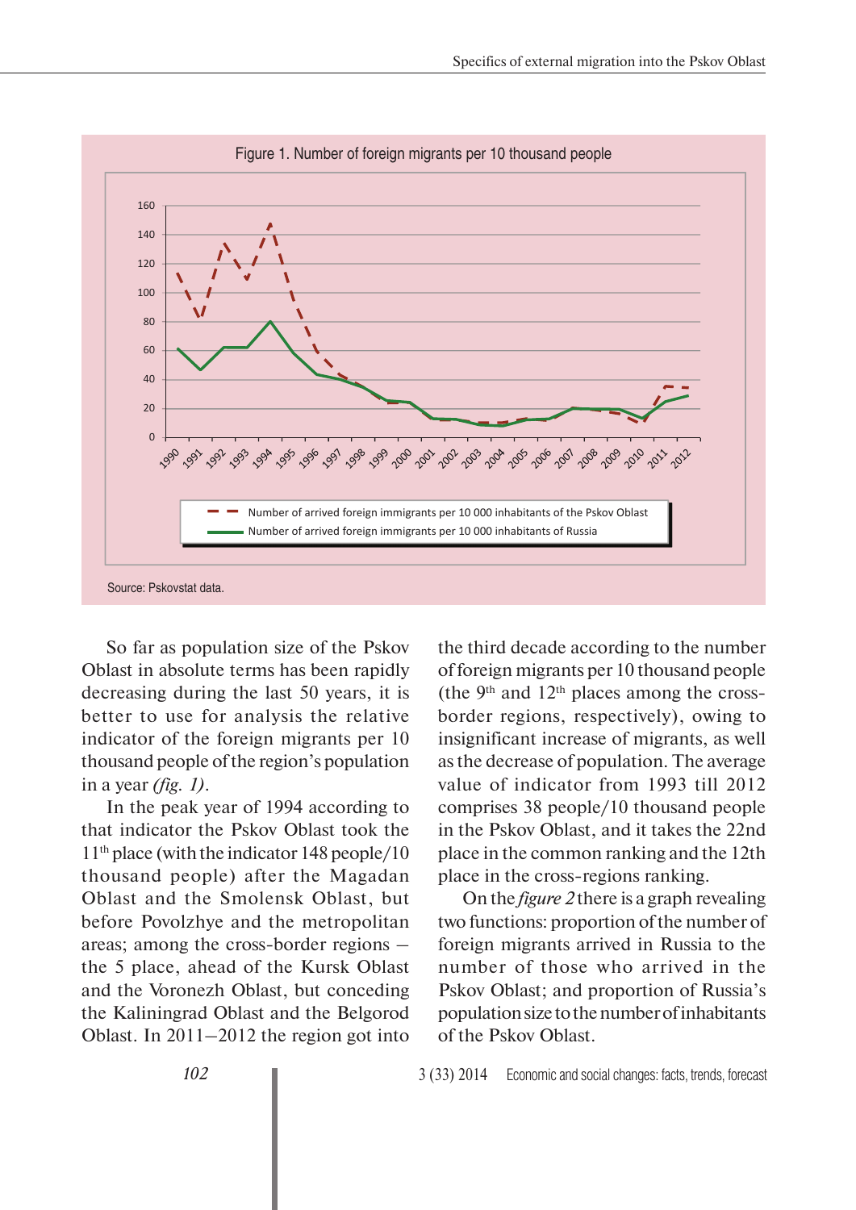Figure 1. Number of foreign migrants per 10 thousand people

Source: Pskovstat data.

So far as population size of the Pskov Oblast in absolute terms has been rapidly decreasing during the last 50 years, it is better to use for analysis the relative indicator of the foreign migrants per 10 thousand people of the region's population in a year *(fig. 1)*.

In the peak year of 1994 according to that indicator the Pskov Oblast took the 11th place (with the indicator 148 people/10 thousand people) after the Magadan Oblast and the Smolensk Oblast, but before Povolzhye and the metropolitan areas; among the cross-border regions – the 5 place, ahead of the Kursk Oblast and the Voronezh Oblast, but conceding the Kaliningrad Oblast and the Belgorod Oblast. In 2011–2012 the region got into the third decade according to the number of foreign migrants per 10 thousand people (the 9th and 12th places among the cross-border regions, respectively), owing to insignificant increase of migrants, as well as the decrease of population. The average value of indicator from 1993 till 2012 comprises 38 people/10 thousand people in the Pskov Oblast, and it takes the 22nd place in the common ranking and the 12th place in the cross-regions ranking.

On the *figure 2* there is a graph revealing two functions: proportion of the number of foreign migrants arrived in Russia to the number of those who arrived in the Pskov Oblast; and proportion of Russia's population size to the number of inhabitants of the Pskov Oblast.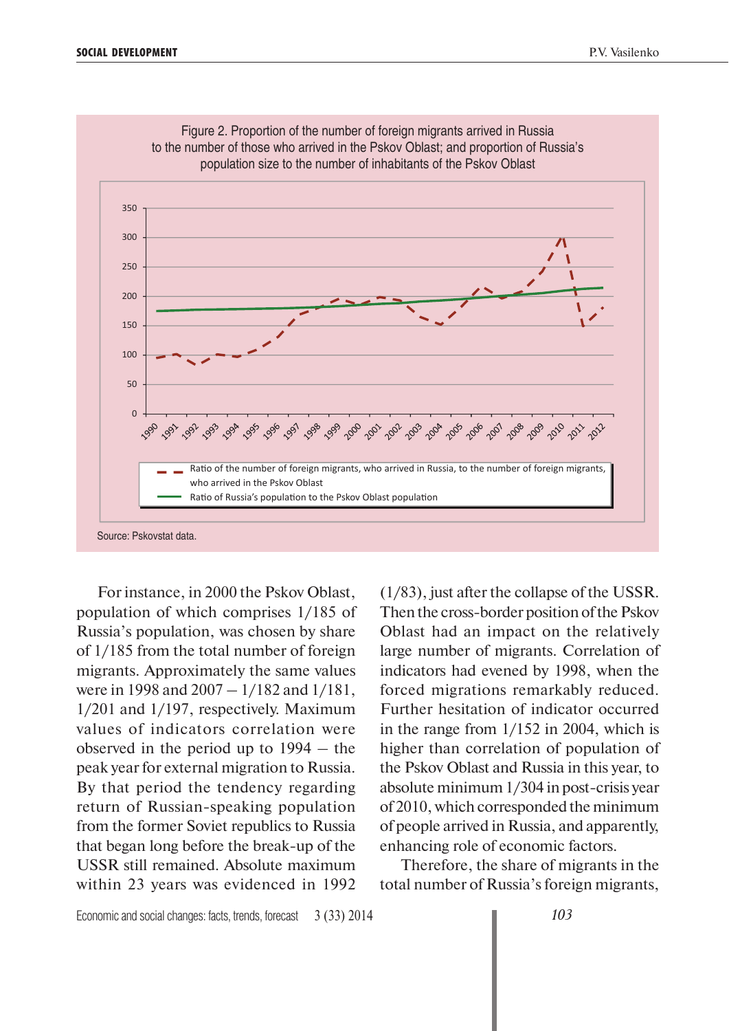Figure 2. Proportion of the number of foreign migrants arrived in Russia to the number of those who arrived in the Pskov Oblast; and proportion of Russia's population size to the number of inhabitants of the Pskov Oblast

Source: Pskovstat data.

For instance, in 2000 the Pskov Oblast, population of which comprises 1/185 of Russia's population, was chosen by share of 1/185 from the total number of foreign migrants. Approximately the same values were in 1998 and 2007 – 1/182 and 1/181, 1/201 and 1/197, respectively. Maximum values of indicators correlation were observed in the period up to 1994 – the peak year for external migration to Russia. By that period the tendency regarding return of Russian-speaking population from the former Soviet republics to Russia that began long before the break-up of the USSR still remained. Absolute maximum within 23 years was evidenced in 1992 (1/83), just after the collapse of the USSR. Then the cross-border position of the Pskov Oblast had an impact on the relatively large number of migrants. Correlation of indicators had evened by 1998, when the forced migrations remarkably reduced. Further hesitation of indicator occurred in the range from 1/152 in 2004, which is higher than correlation of population of the Pskov Oblast and Russia in this year, to absolute minimum 1/304 in post-crisis year of 2010, which corresponded the minimum of people arrived in Russia, and apparently, enhancing role of economic factors.

Therefore, the share of migrants in the total number of Russia's foreign migrants,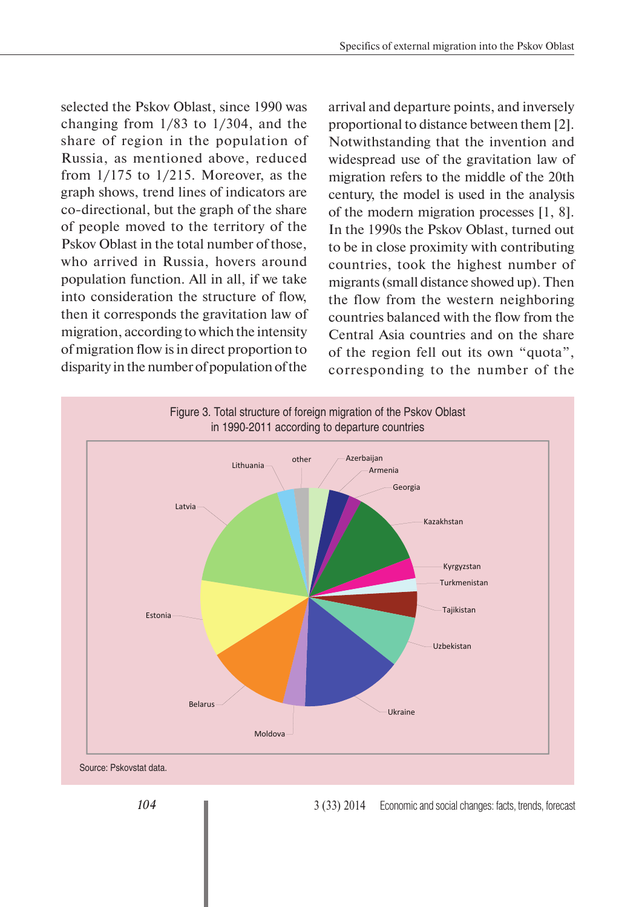selected the Pskov Oblast, since 1990 was changing from 1/83 to 1/304, and the share of region in the population of Russia, as mentioned above, reduced from 1/175 to 1/215. Moreover, as the graph shows, trend lines of indicators are co-directional, but the graph of the share of people moved to the territory of the Pskov Oblast in the total number of those, who arrived in Russia, hovers around population function. All in all, if we take into consideration the structure of flow, then it corresponds the gravitation law of migration, according to which the intensity of migration flow is in direct proportion to disparity in the number of population of the arrival and departure points, and inversely proportional to distance between them [2]. Notwithstanding that the invention and widespread use of the gravitation law of migration refers to the middle of the 20th century, the model is used in the analysis of the modern migration processes [1, 8]. In the 1990s the Pskov Oblast, turned out to be in close proximity with contributing countries, took the highest number of migrants (small distance showed up). Then the flow from the western neighboring countries balanced with the flow from the Central Asia countries and on the share of the region fell out its own "quota", corresponding to the number of the

Figure 3. Total structure of foreign migration of the Pskov Oblast in 1990-2011 according to departure countries

Source: Pskovstat data.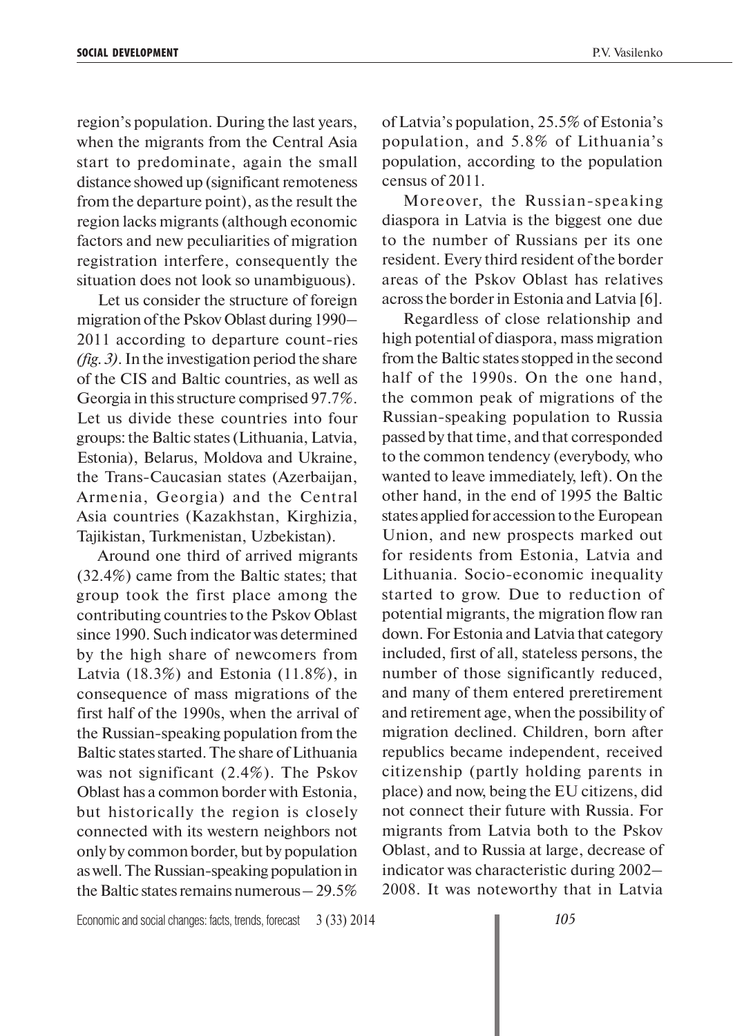region's population. During the last years, when the migrants from the Central Asia start to predominate, again the small distance showed up (significant remoteness from the departure point), as the result the region lacks migrants (although economic factors and new peculiarities of migration registration interfere, consequently the situation does not look so unambiguous).

Let us consider the structure of foreign migration of the Pskov Oblast during 1990–2011 according to departure count-ries *(fig. 3)*. In the investigation period the share of the CIS and Baltic countries, as well as Georgia in this structure comprised 97.7%. Let us divide these countries into four groups: the Baltic states (Lithuania, Latvia, Estonia), Belarus, Moldova and Ukraine, the Trans-Caucasian states (Azerbaijan, Armenia, Georgia) and the Central Asia countries (Kazakhstan, Kirghizia, Tajikistan, Turkmenistan, Uzbekistan).

Around one third of arrived migrants (32.4%) came from the Baltic states; that group took the first place among the contributing countries to the Pskov Oblast since 1990. Such indicator was determined by the high share of newcomers from Latvia (18.3%) and Estonia (11.8%), in consequence of mass migrations of the first half of the 1990s, when the arrival of the Russian-speaking population from the Baltic states started. The share of Lithuania was not significant (2.4%). The Pskov Oblast has a common border with Estonia, but historically the region is closely connected with its western neighbors not only by common border, but by population as well. The Russian-speaking population in the Baltic states remains numerous – 29.5% of Latvia's population, 25.5% of Estonia's population, and 5.8% of Lithuania's population, according to the population census of 2011.

Moreover, the Russian-speaking diaspora in Latvia is the biggest one due to the number of Russians per its one resident. Every third resident of the border areas of the Pskov Oblast has relatives across the border in Estonia and Latvia [6].

Regardless of close relationship and high potential of diaspora, mass migration from the Baltic states stopped in the second half of the 1990s. On the one hand, the common peak of migrations of the Russian-speaking population to Russia passed by that time, and that corresponded to the common tendency (everybody, who wanted to leave immediately, left). On the other hand, in the end of 1995 the Baltic states applied for accession to the European Union, and new prospects marked out for residents from Estonia, Latvia and Lithuania. Socio-economic inequality started to grow. Due to reduction of potential migrants, the migration flow ran down. For Estonia and Latvia that category included, first of all, stateless persons, the number of those significantly reduced, and many of them entered preretirement and retirement age, when the possibility of migration declined. Children, born after republics became independent, received citizenship (partly holding parents in place) and now, being the EU citizens, did not connect their future with Russia. For migrants from Latvia both to the Pskov Oblast, and to Russia at large, decrease of indicator was characteristic during 2002–2008. It was noteworthy that in Latvia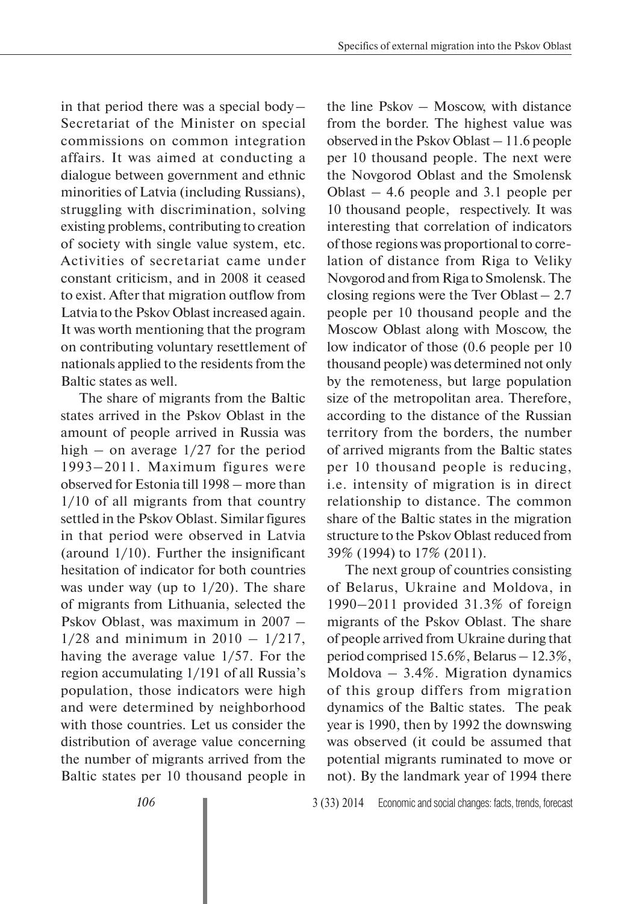in that period there was a special body – Secretariat of the Minister on special commissions on common integration affairs. It was aimed at conducting a dialogue between government and ethnic minorities of Latvia (including Russians), struggling with discrimination, solving existing problems, contributing to creation of society with single value system, etc. Activities of secretariat came under constant criticism, and in 2008 it ceased to exist. After that migration outflow from Latvia to the Pskov Oblast increased again. It was worth mentioning that the program on contributing voluntary resettlement of nationals applied to the residents from the Baltic states as well.

The share of migrants from the Baltic states arrived in the Pskov Oblast in the amount of people arrived in Russia was high – on average 1/27 for the period 1993–2011. Maximum figures were observed for Estonia till 1998 – more than 1/10 of all migrants from that country settled in the Pskov Oblast. Similar figures in that period were observed in Latvia (around 1/10). Further the insignificant hesitation of indicator for both countries was under way (up to 1/20). The share of migrants from Lithuania, selected the Pskov Oblast, was maximum in 2007 – 1/28 and minimum in 2010 – 1/217, having the average value 1/57. For the region accumulating 1/191 of all Russia's population, those indicators were high and were determined by neighborhood with those countries. Let us consider the distribution of average value concerning the number of migrants arrived from the Baltic states per 10 thousand people in the line Pskov – Moscow, with distance from the border. The highest value was observed in the Pskov Oblast – 11.6 people per 10 thousand people. The next were the Novgorod Oblast and the Smolensk Oblast – 4.6 people and 3.1 people per 10 thousand people, respectively. It was interesting that correlation of indicators of those regions was proportional to correlation of distance from Riga to Veliky Novgorod and from Riga to Smolensk. The closing regions were the Tver Oblast – 2.7 people per 10 thousand people and the Moscow Oblast along with Moscow, the low indicator of those (0.6 people per 10 thousand people) was determined not only by the remoteness, but large population size of the metropolitan area. Therefore, according to the distance of the Russian territory from the borders, the number of arrived migrants from the Baltic states per 10 thousand people is reducing, i.e. intensity of migration is in direct relationship to distance. The common share of the Baltic states in the migration structure to the Pskov Oblast reduced from 39% (1994) to 17% (2011).

The next group of countries consisting of Belarus, Ukraine and Moldova, in 1990–2011 provided 31.3% of foreign migrants of the Pskov Oblast. The share of people arrived from Ukraine during that period comprised 15.6%, Belarus – 12.3%, Moldova – 3.4%. Migration dynamics of this group differs from migration dynamics of the Baltic states. The peak year is 1990, then by 1992 the downswing was observed (it could be assumed that potential migrants ruminated to move or not). By the landmark year of 1994 there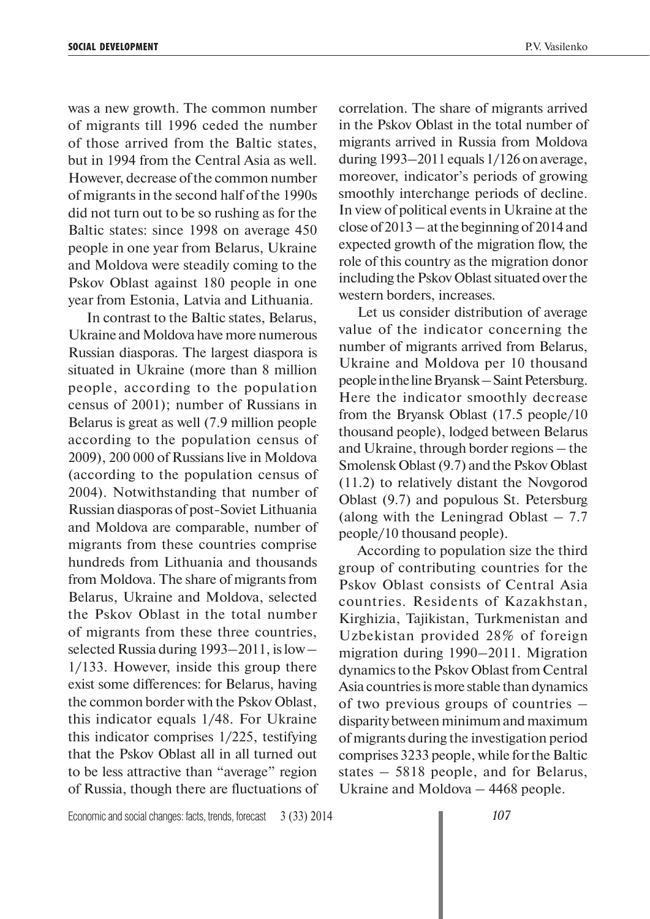was a new growth. The common number of migrants till 1996 ceded the number of those arrived from the Baltic states, but in 1994 from the Central Asia as well. However, decrease of the common number of migrants in the second half of the 1990s did not turn out to be so rushing as for the Baltic states: since 1998 on average 450 people in one year from Belarus, Ukraine and Moldova were steadily coming to the Pskov Oblast against 180 people in one year from Estonia, Latvia and Lithuania.

In contrast to the Baltic states, Belarus, Ukraine and Moldova have more numerous Russian diasporas. The largest diaspora is situated in Ukraine (more than 8 million people, according to the population census of 2001); number of Russians in Belarus is great as well (7.9 million people according to the population census of 2009), 200 000 of Russians live in Moldova (according to the population census of 2004). Notwithstanding that number of Russian diasporas of post-Soviet Lithuania and Moldova are comparable, number of migrants from these countries comprise hundreds from Lithuania and thousands from Moldova. The share of migrants from Belarus, Ukraine and Moldova, selected the Pskov Oblast in the total number of migrants from these three countries, selected Russia during 1993–2011, is low – 1/133. However, inside this group there exist some differences: for Belarus, having the common border with the Pskov Oblast, this indicator equals 1/48. For Ukraine this indicator comprises 1/225, testifying that the Pskov Oblast all in all turned out to be less attractive than "average" region of Russia, though there are fluctuations of correlation. The share of migrants arrived in the Pskov Oblast in the total number of migrants arrived in Russia from Moldova during 1993–2011 equals 1/126 on average, moreover, indicator's periods of growing smoothly interchange periods of decline. In view of political events in Ukraine at the close of 2013 – at the beginning of 2014 and expected growth of the migration flow, the role of this country as the migration donor including the Pskov Oblast situated over the western borders, increases.

Let us consider distribution of average value of the indicator concerning the number of migrants arrived from Belarus, Ukraine and Moldova per 10 thousand people in the line Bryansk – Saint Petersburg. Here the indicator smoothly decrease from the Bryansk Oblast (17.5 people/10 thousand people), lodged between Belarus and Ukraine, through border regions – the Smolensk Oblast (9.7) and the Pskov Oblast (11.2) to relatively distant the Novgorod Oblast (9.7) and populous St. Petersburg (along with the Leningrad Oblast – 7.7 people/10 thousand people).

According to population size the third group of contributing countries for the Pskov Oblast consists of Central Asia countries. Residents of Kazakhstan, Kirghizia, Tajikistan, Turkmenistan and Uzbekistan provided 28% of foreign migration during 1990–2011. Migration dynamics to the Pskov Oblast from Central Asia countries is more stable than dynamics of two previous groups of countries – disparity between minimum and maximum of migrants during the investigation period comprises 3233 people, while for the Baltic states – 5818 people, and for Belarus, Ukraine and Moldova – 4468 people.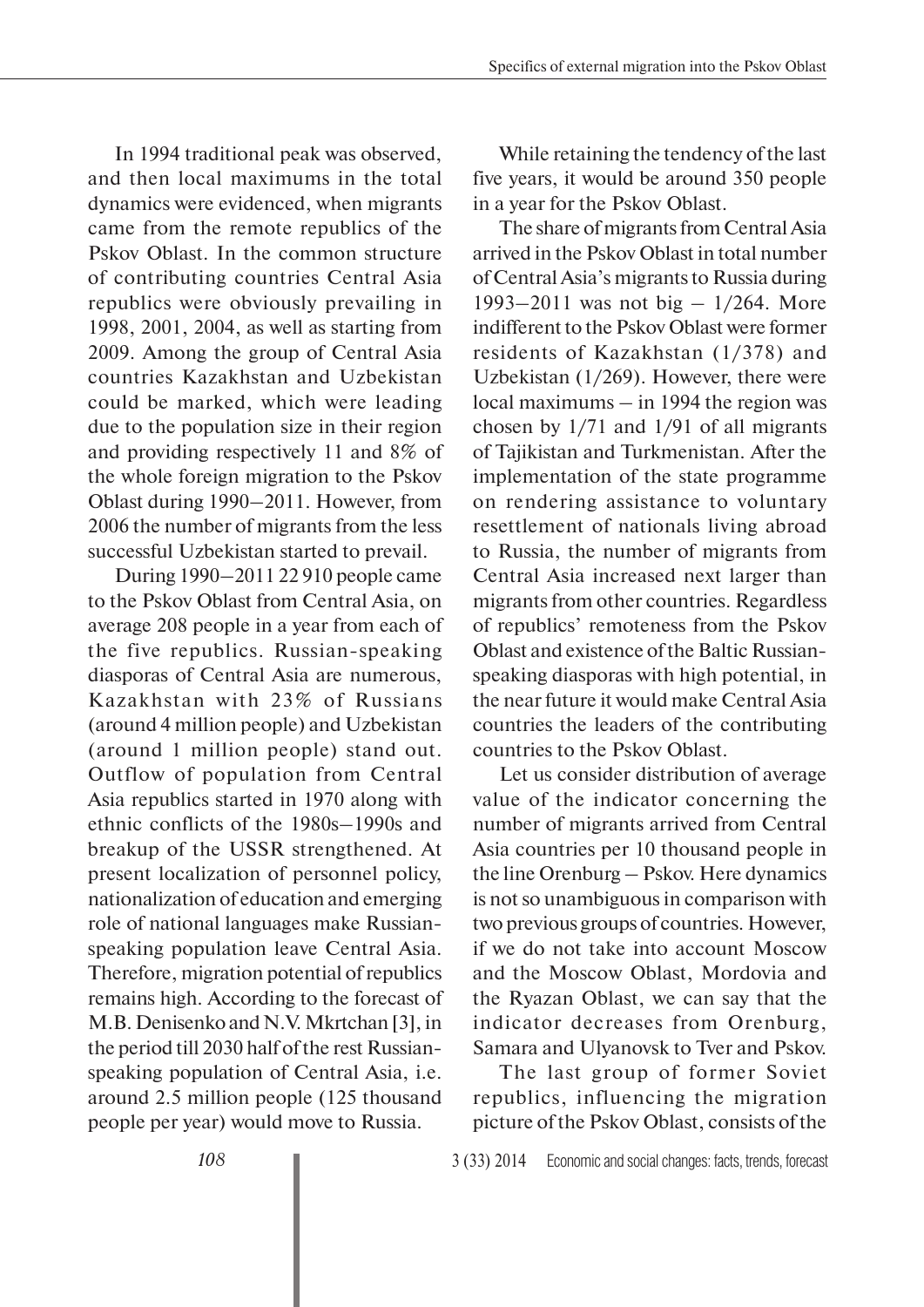In 1994 traditional peak was observed, and then local maximums in the total dynamics were evidenced, when migrants came from the remote republics of the Pskov Oblast. In the common structure of contributing countries Central Asia republics were obviously prevailing in 1998, 2001, 2004, as well as starting from 2009. Among the group of Central Asia countries Kazakhstan and Uzbekistan could be marked, which were leading due to the population size in their region and providing respectively 11 and 8% of the whole foreign migration to the Pskov Oblast during 1990–2011. However, from 2006 the number of migrants from the less successful Uzbekistan started to prevail.

During 1990–2011 22 910 people came to the Pskov Oblast from Central Asia, on average 208 people in a year from each of the five republics. Russian-speaking diasporas of Central Asia are numerous, Kazakhstan with 23% of Russians (around 4 million people) and Uzbekistan (around 1 million people) stand out. Outflow of population from Central Asia republics started in 1970 along with ethnic conflicts of the 1980s–1990s and breakup of the USSR strengthened. At present localization of personnel policy, nationalization of education and emerging role of national languages make Russian-speaking population leave Central Asia. Therefore, migration potential of republics remains high. According to the forecast of M.B. Denisenko and N.V. Mkrtchan [3], in the period till 2030 half of the rest Russian-speaking population of Central Asia, i.e. around 2.5 million people (125 thousand people per year) would move to Russia.

While retaining the tendency of the last five years, it would be around 350 people in a year for the Pskov Oblast.

The share of migrants from Central Asia arrived in the Pskov Oblast in total number of Central Asia's migrants to Russia during 1993–2011 was not big – 1/264. More indifferent to the Pskov Oblast were former residents of Kazakhstan (1/378) and Uzbekistan (1/269). However, there were local maximums – in 1994 the region was chosen by 1/71 and 1/91 of all migrants of Tajikistan and Turkmenistan. After the implementation of the state programme on rendering assistance to voluntary resettlement of nationals living abroad to Russia, the number of migrants from Central Asia increased next larger than migrants from other countries. Regardless of republics' remoteness from the Pskov Oblast and existence of the Baltic Russian-speaking diasporas with high potential, in the near future it would make Central Asia countries the leaders of the contributing countries to the Pskov Oblast.

Let us consider distribution of average value of the indicator concerning the number of migrants arrived from Central Asia countries per 10 thousand people in the line Orenburg – Pskov. Here dynamics is not so unambiguous in comparison with two previous groups of countries. However, if we do not take into account Moscow and the Moscow Oblast, Mordovia and the Ryazan Oblast, we can say that the indicator decreases from Orenburg, Samara and Ulyanovsk to Tver and Pskov.

The last group of former Soviet republics, influencing the migration picture of the Pskov Oblast, consists of the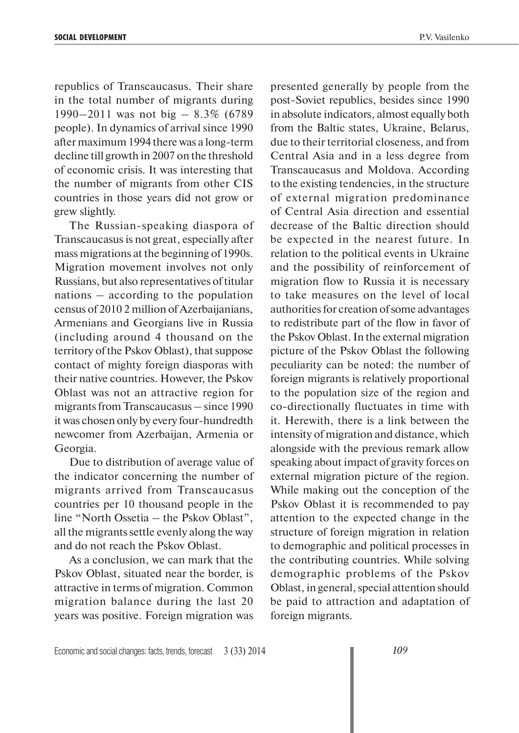republics of Transcaucasus. Their share in the total number of migrants during 1990–2011 was not big – 8.3% (6789 people). In dynamics of arrival since 1990 after maximum 1994 there was a long-term decline till growth in 2007 on the threshold of economic crisis. It was interesting that the number of migrants from other CIS countries in those years did not grow or grew slightly.

The Russian-speaking diaspora of Transcaucasus is not great, especially after mass migrations at the beginning of 1990s. Migration movement involves not only Russians, but also representatives of titular nations – according to the population census of 2010 2 million of Azerbaijanians, Armenians and Georgians live in Russia (including around 4 thousand on the territory of the Pskov Oblast), that suppose contact of mighty foreign diasporas with their native countries. However, the Pskov Oblast was not an attractive region for migrants from Transcaucasus – since 1990 it was chosen only by every four-hundredth newcomer from Azerbaijan, Armenia or Georgia.

Due to distribution of average value of the indicator concerning the number of migrants arrived from Transcaucasus countries per 10 thousand people in the line "North Ossetia – the Pskov Oblast", all the migrants settle evenly along the way and do not reach the Pskov Oblast.

As a conclusion, we can mark that the Pskov Oblast, situated near the border, is attractive in terms of migration. Common migration balance during the last 20 years was positive. Foreign migration was presented generally by people from the post-Soviet republics, besides since 1990 in absolute indicators, almost equally both from the Baltic states, Ukraine, Belarus, due to their territorial closeness, and from Central Asia and in a less degree from Transcaucasus and Moldova. According to the existing tendencies, in the structure of external migration predominance of Central Asia direction and essential decrease of the Baltic direction should be expected in the nearest future. In relation to the political events in Ukraine and the possibility of reinforcement of migration flow to Russia it is necessary to take measures on the level of local authorities for creation of some advantages to redistribute part of the flow in favor of the Pskov Oblast. In the external migration picture of the Pskov Oblast the following peculiarity can be noted: the number of foreign migrants is relatively proportional to the population size of the region and co-directionally fluctuates in time with it. Herewith, there is a link between the intensity of migration and distance, which alongside with the previous remark allow speaking about impact of gravity forces on external migration picture of the region. While making out the conception of the Pskov Oblast it is recommended to pay attention to the expected change in the structure of foreign migration in relation to demographic and political processes in the contributing countries. While solving demographic problems of the Pskov Oblast, in general, special attention should be paid to attraction and adaptation of foreign migrants.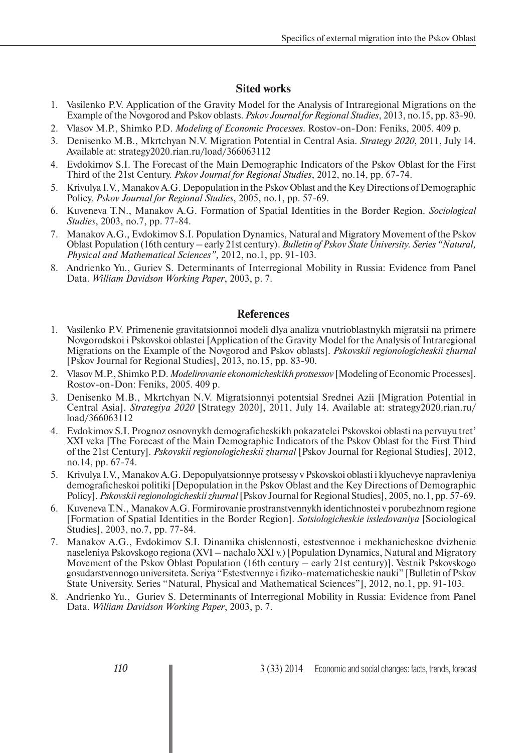## Sited works

1. Vasilenko P.V. Application of the Gravity Model for the Analysis of Intraregional Migrations on the Example of the Novgorod and Pskov oblasts. *Pskov Journal for Regional Studies*, 2013, no.15, pp. 83-90.
2. Vlasov M.P., Shimko P.D. *Modeling of Economic Processes*. Rostov-on-Don: Feniks, 2005. 409 p.
3. Denisenko M.B., Mkrtchyan N.V. Migration Potential in Central Asia. *Strategy 2020*, 2011, July 14. Available at: strategy2020.rian.ru/load/366063112
4. Evdokimov S.I. The Forecast of the Main Demographic Indicators of the Pskov Oblast for the First Third of the 21st Century. *Pskov Journal for Regional Studies*, 2012, no.14, pp. 67-74.
5. Krivulya I.V., Manakov A.G. Depopulation in the Pskov Oblast and the Key Directions of Demographic Policy. *Pskov Journal for Regional Studies*, 2005, no.1, pp. 57-69.
6. Kuveneva T.N., Manakov A.G. Formation of Spatial Identities in the Border Region. *Sociological Studies*, 2003, no.7, pp. 77-84.
7. Manakov A.G., Evdokimov S.I. Population Dynamics, Natural and Migratory Movement of the Pskov Oblast Population (16th century – early 21st century). *Bulletin of Pskov State University. Series "Natural, Physical and Mathematical Sciences",* 2012, no.1, pp. 91-103.
8. Andrienko Yu., Guriev S. Determinants of Interregional Mobility in Russia: Evidence from Panel Data. *William Davidson Working Paper*, 2003, p. 7.

## References

1. Vasilenko P.V. Primenenie gravitatsionnoi modeli dlya analiza vnutrioblastnykh migratsii na primere Novgorodskoi i Pskovskoi oblastei [Application of the Gravity Model for the Analysis of Intraregional Migrations on the Example of the Novgorod and Pskov oblasts]. *Pskovskii regionologicheskii zhurnal* [Pskov Journal for Regional Studies], 2013, no.15, pp. 83-90.
2. Vlasov M.P., Shimko P.D. *Modelirovanie ekonomicheskikh protsessov* [Modeling of Economic Processes]. Rostov-on-Don: Feniks, 2005. 409 p.
3. Denisenko M.B., Mkrtchyan N.V. Migratsionnyi potentsial Srednei Azii [Migration Potential in Central Asia]. *Strategiya 2020* [Strategy 2020], 2011, July 14. Available at: strategy2020.rian.ru/load/366063112
4. Evdokimov S.I. Prognoz osnovnykh demograficheskikh pokazatelei Pskovskoi oblasti na pervuyu tret' XXI veka [The Forecast of the Main Demographic Indicators of the Pskov Oblast for the First Third of the 21st Century]. *Pskovskii regionologicheskii zhurnal* [Pskov Journal for Regional Studies], 2012, no.14, pp. 67-74.
5. Krivulya I.V., Manakov A.G. Depopulyatsionnye protsessy v Pskovskoi oblasti i klyuchevye napravleniya demograficheskoi politiki [Depopulation in the Pskov Oblast and the Key Directions of Demographic Policy]. *Pskovskii regionologicheskii zhurnal* [Pskov Journal for Regional Studies], 2005, no.1, pp. 57-69.
6. Kuveneva T.N., Manakov A.G. Formirovanie prostranstvennykh identichnostei v porubezhnom regione [Formation of Spatial Identities in the Border Region]. *Sotsiologicheskie issledovaniya* [Sociological Studies], 2003, no.7, pp. 77-84.
7. Manakov A.G., Evdokimov S.I. Dinamika chislennosti, estestvennoe i mekhanicheskoe dvizhenie naseleniya Pskovskogo regiona (XVI – nachalo XXI v.) [Population Dynamics, Natural and Migratory Movement of the Pskov Oblast Population (16th century – early 21st century)]. Vestnik Pskovskogo gosudarstvennogo universiteta. Seriya "Estestvennye i fiziko-matematicheskie nauki" [Bulletin of Pskov State University. Series "Natural, Physical and Mathematical Sciences"], 2012, no.1, pp. 91-103.
8. Andrienko Yu., Guriev S. Determinants of Interregional Mobility in Russia: Evidence from Panel Data. *William Davidson Working Paper*, 2003, p. 7.